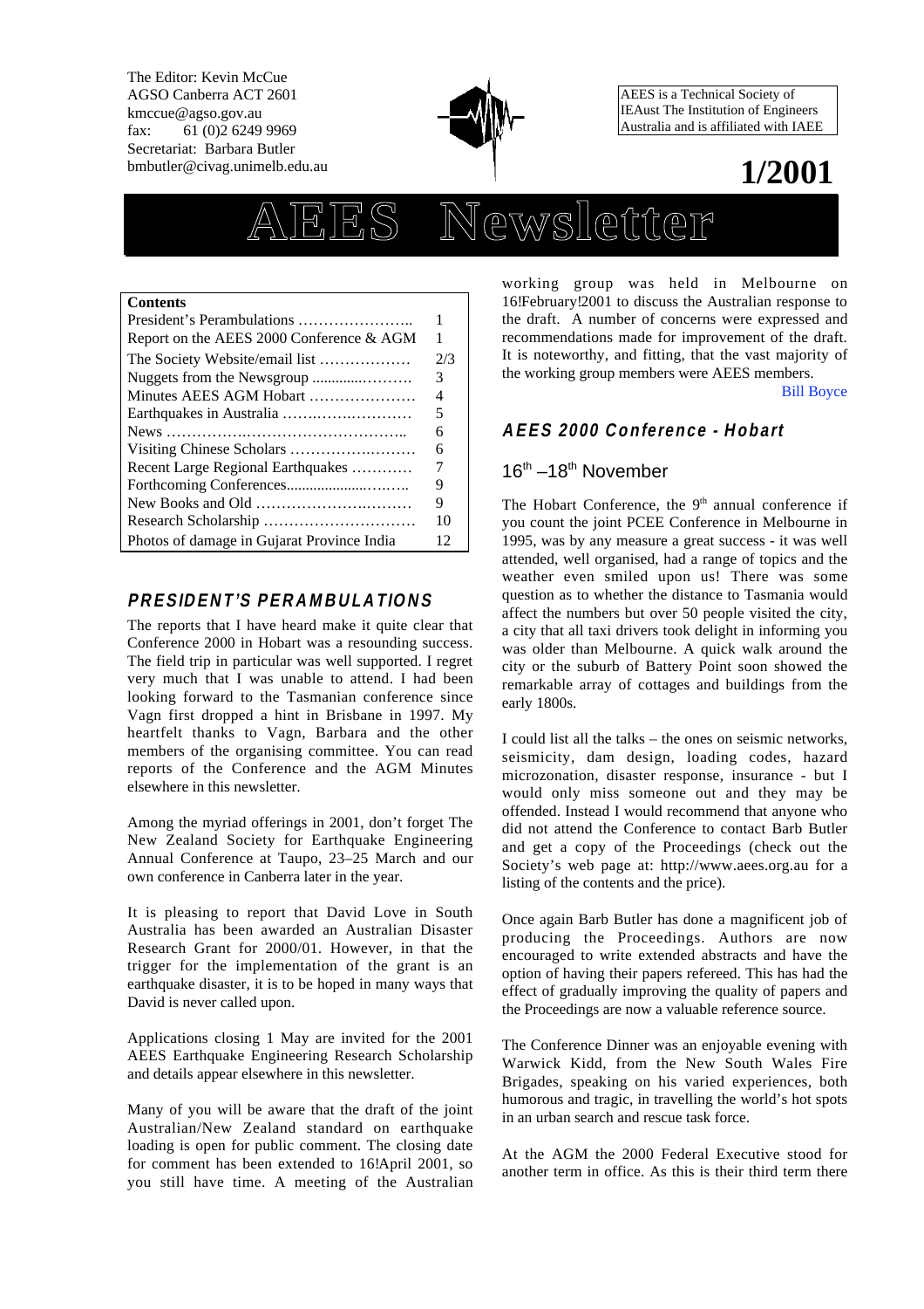The Editor: Kevin McCue
AGSO Canberra ACT 2601
kmccue@agso.gov.au
fax: 61 (0)2 6249 9969
Secretariat: Barbara Butler
bmbutler@civag.unimelb.edu.au

AEES is a Technical Society of IEAust The Institution of Engineers Australia and is affiliated with IAEE

**1/2001**

# AEES Newsletter

| **Contents** | |
|---|---|
| President's Perambulations ………………….. | 1 |
| Report on the AEES 2000 Conference & AGM | 1 |
| The Society Website/email list ……………… | 2/3 |
| Nuggets from the Newsgroup ............………. | 3 |
| Minutes AEES AGM Hobart ………………… | 4 |
| Earthquakes in Australia ……….…….……… | 5 |
| News …………….………………………….. | 6 |
| Visiting Chinese Scholars ………….………… | 6 |
| Recent Large Regional Earthquakes ………… | 7 |
| Forthcoming Conferences....................…….. | 9 |
| New Books and Old …………………….……… | 9 |
| Research Scholarship ………………………… | 10 |
| Photos of damage in Gujarat Province India | 12 |

## *PRESIDENT'S PERAMBULATIONS*

The reports that I have heard make it quite clear that Conference 2000 in Hobart was a resounding success. The field trip in particular was well supported. I regret very much that I was unable to attend. I had been looking forward to the Tasmanian conference since Vagn first dropped a hint in Brisbane in 1997. My heartfelt thanks to Vagn, Barbara and the other members of the organising committee. You can read reports of the Conference and the AGM Minutes elsewhere in this newsletter.

Among the myriad offerings in 2001, don't forget The New Zealand Society for Earthquake Engineering Annual Conference at Taupo, 23–25 March and our own conference in Canberra later in the year.

It is pleasing to report that David Love in South Australia has been awarded an Australian Disaster Research Grant for 2000/01. However, in that the trigger for the implementation of the grant is an earthquake disaster, it is to be hoped in many ways that David is never called upon.

Applications closing 1 May are invited for the 2001 AEES Earthquake Engineering Research Scholarship and details appear elsewhere in this newsletter.

Many of you will be aware that the draft of the joint Australian/New Zealand standard on earthquake loading is open for public comment. The closing date for comment has been extended to 16!April 2001, so you still have time. A meeting of the Australian working group was held in Melbourne on 16!February!2001 to discuss the Australian response to the draft. A number of concerns were expressed and recommendations made for improvement of the draft. It is noteworthy, and fitting, that the vast majority of the working group members were AEES members.

Bill Boyce

## *AEES 2000 Conference - Hobart*

### 16th –18th November

The Hobart Conference, the 9th annual conference if you count the joint PCEE Conference in Melbourne in 1995, was by any measure a great success - it was well attended, well organised, had a range of topics and the weather even smiled upon us! There was some question as to whether the distance to Tasmania would affect the numbers but over 50 people visited the city, a city that all taxi drivers took delight in informing you was older than Melbourne. A quick walk around the city or the suburb of Battery Point soon showed the remarkable array of cottages and buildings from the early 1800s.

I could list all the talks – the ones on seismic networks, seismicity, dam design, loading codes, hazard microzonation, disaster response, insurance - but I would only miss someone out and they may be offended. Instead I would recommend that anyone who did not attend the Conference to contact Barb Butler and get a copy of the Proceedings (check out the Society's web page at: http://www.aees.org.au for a listing of the contents and the price).

Once again Barb Butler has done a magnificent job of producing the Proceedings. Authors are now encouraged to write extended abstracts and have the option of having their papers refereed. This has had the effect of gradually improving the quality of papers and the Proceedings are now a valuable reference source.

The Conference Dinner was an enjoyable evening with Warwick Kidd, from the New South Wales Fire Brigades, speaking on his varied experiences, both humorous and tragic, in travelling the world's hot spots in an urban search and rescue task force.

At the AGM the 2000 Federal Executive stood for another term in office. As this is their third term there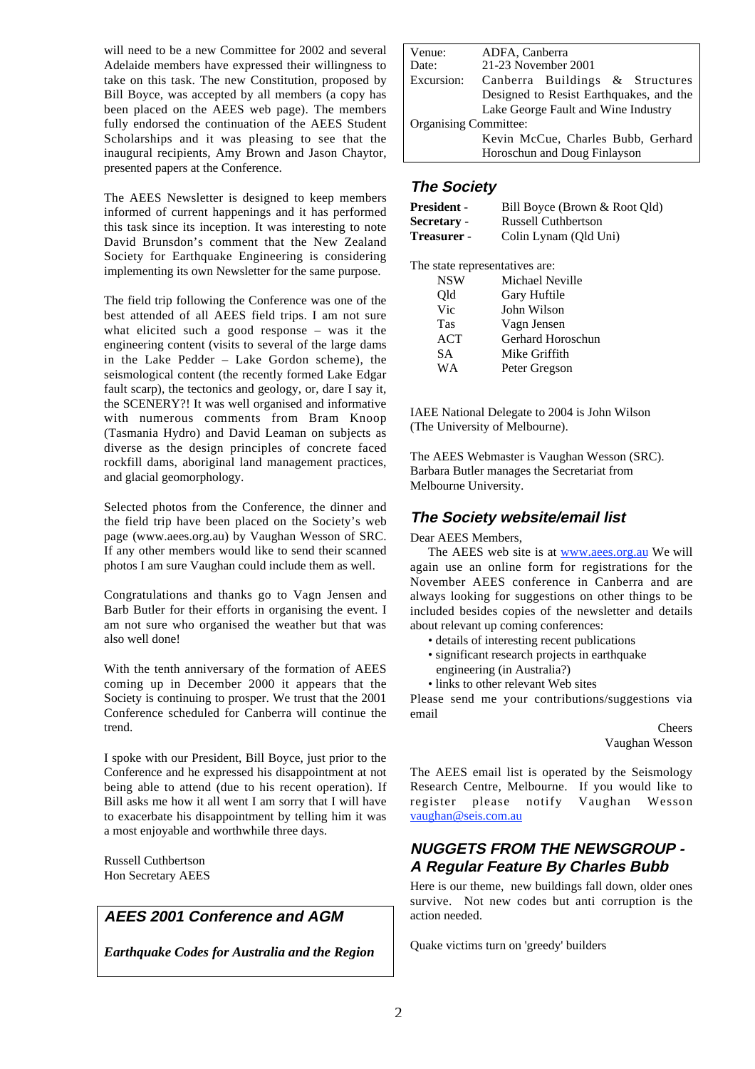will need to be a new Committee for 2002 and several Adelaide members have expressed their willingness to take on this task. The new Constitution, proposed by Bill Boyce, was accepted by all members (a copy has been placed on the AEES web page). The members fully endorsed the continuation of the AEES Student Scholarships and it was pleasing to see that the inaugural recipients, Amy Brown and Jason Chaytor, presented papers at the Conference.

The AEES Newsletter is designed to keep members informed of current happenings and it has performed this task since its inception. It was interesting to note David Brunsdon's comment that the New Zealand Society for Earthquake Engineering is considering implementing its own Newsletter for the same purpose.

The field trip following the Conference was one of the best attended of all AEES field trips. I am not sure what elicited such a good response – was it the engineering content (visits to several of the large dams in the Lake Pedder – Lake Gordon scheme), the seismological content (the recently formed Lake Edgar fault scarp), the tectonics and geology, or, dare I say it, the SCENERY?! It was well organised and informative with numerous comments from Bram Knoop (Tasmania Hydro) and David Leaman on subjects as diverse as the design principles of concrete faced rockfill dams, aboriginal land management practices, and glacial geomorphology.

Selected photos from the Conference, the dinner and the field trip have been placed on the Society's web page (www.aees.org.au) by Vaughan Wesson of SRC. If any other members would like to send their scanned photos I am sure Vaughan could include them as well.

Congratulations and thanks go to Vagn Jensen and Barb Butler for their efforts in organising the event. I am not sure who organised the weather but that was also well done!

With the tenth anniversary of the formation of AEES coming up in December 2000 it appears that the Society is continuing to prosper. We trust that the 2001 Conference scheduled for Canberra will continue the trend.

I spoke with our President, Bill Boyce, just prior to the Conference and he expressed his disappointment at not being able to attend (due to his recent operation). If Bill asks me how it all went I am sorry that I will have to exacerbate his disappointment by telling him it was a most enjoyable and worthwhile three days.

Russell Cuthbertson
Hon Secretary AEES

## AEES 2001 Conference and AGM

***Earthquake Codes for Australia and the Region***

| | |
|---|---|
| Venue: | ADFA, Canberra |
| Date: | 21-23 November 2001 |
| Excursion: | Canberra Buildings & Structures Designed to Resist Earthquakes, and the Lake George Fault and Wine Industry |
| Organising Committee: | Kevin McCue, Charles Bubb, Gerhard Horoschun and Doug Finlayson |

## The Society

| | |
|---|---|
| **President** - | Bill Boyce (Brown & Root Qld) |
| **Secretary** - | Russell Cuthbertson |
| **Treasurer** - | Colin Lynam (Qld Uni) |

The state representatives are:

| | |
|---|---|
| NSW | Michael Neville |
| Qld | Gary Huftile |
| Vic | John Wilson |
| Tas | Vagn Jensen |
| ACT | Gerhard Horoschun |
| SA | Mike Griffith |
| WA | Peter Gregson |

IAEE National Delegate to 2004 is John Wilson (The University of Melbourne).

The AEES Webmaster is Vaughan Wesson (SRC). Barbara Butler manages the Secretariat from Melbourne University.

## The Society website/email list

Dear AEES Members,

The AEES web site is at www.aees.org.au We will again use an online form for registrations for the November AEES conference in Canberra and are always looking for suggestions on other things to be included besides copies of the newsletter and details about relevant up coming conferences:

- details of interesting recent publications
- significant research projects in earthquake engineering (in Australia?)
- links to other relevant Web sites

Please send me your contributions/suggestions via email

Cheers
Vaughan Wesson

The AEES email list is operated by the Seismology Research Centre, Melbourne. If you would like to register please notify Vaughan Wesson vaughan@seis.com.au

## NUGGETS FROM THE NEWSGROUP - A Regular Feature By Charles Bubb

Here is our theme, new buildings fall down, older ones survive. Not new codes but anti corruption is the action needed.

Quake victims turn on 'greedy' builders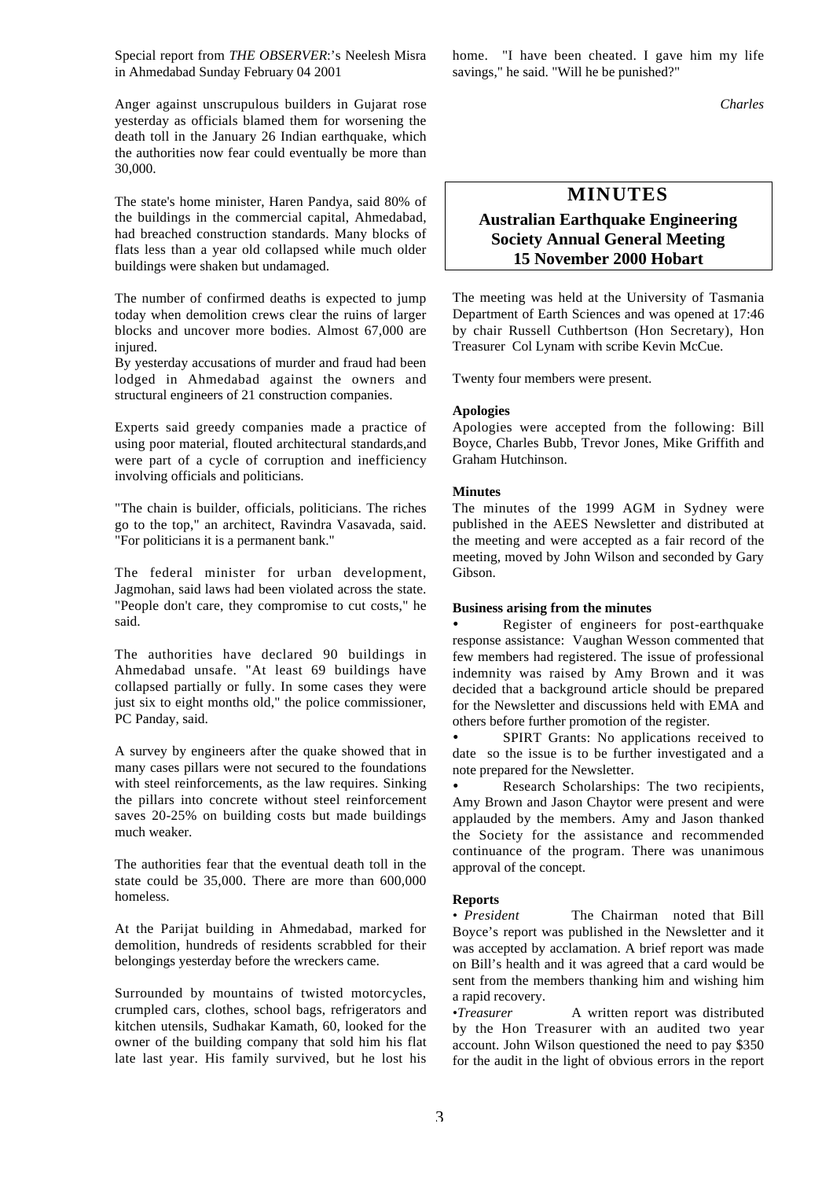Special report from *THE OBSERVER*:'s Neelesh Misra in Ahmedabad Sunday February 04 2001

Anger against unscrupulous builders in Gujarat rose yesterday as officials blamed them for worsening the death toll in the January 26 Indian earthquake, which the authorities now fear could eventually be more than 30,000.

The state's home minister, Haren Pandya, said 80% of the buildings in the commercial capital, Ahmedabad, had breached construction standards. Many blocks of flats less than a year old collapsed while much older buildings were shaken but undamaged.

The number of confirmed deaths is expected to jump today when demolition crews clear the ruins of larger blocks and uncover more bodies. Almost 67,000 are injured.

By yesterday accusations of murder and fraud had been lodged in Ahmedabad against the owners and structural engineers of 21 construction companies.

Experts said greedy companies made a practice of using poor material, flouted architectural standards,and were part of a cycle of corruption and inefficiency involving officials and politicians.

"The chain is builder, officials, politicians. The riches go to the top," an architect, Ravindra Vasavada, said. "For politicians it is a permanent bank."

The federal minister for urban development, Jagmohan, said laws had been violated across the state. "People don't care, they compromise to cut costs," he said.

The authorities have declared 90 buildings in Ahmedabad unsafe. "At least 69 buildings have collapsed partially or fully. In some cases they were just six to eight months old," the police commissioner, PC Panday, said.

A survey by engineers after the quake showed that in many cases pillars were not secured to the foundations with steel reinforcements, as the law requires. Sinking the pillars into concrete without steel reinforcement saves 20-25% on building costs but made buildings much weaker.

The authorities fear that the eventual death toll in the state could be 35,000. There are more than 600,000 homeless.

At the Parijat building in Ahmedabad, marked for demolition, hundreds of residents scrabbled for their belongings yesterday before the wreckers came.

Surrounded by mountains of twisted motorcycles, crumpled cars, clothes, school bags, refrigerators and kitchen utensils, Sudhakar Kamath, 60, looked for the owner of the building company that sold him his flat late last year. His family survived, but he lost his home. "I have been cheated. I gave him my life savings," he said. "Will he be punished?"

*Charles*

# MINUTES

## Australian Earthquake Engineering Society Annual General Meeting 15 November 2000 Hobart

The meeting was held at the University of Tasmania Department of Earth Sciences and was opened at 17:46 by chair Russell Cuthbertson (Hon Secretary), Hon Treasurer Col Lynam with scribe Kevin McCue.

Twenty four members were present.

**Apologies**

Apologies were accepted from the following: Bill Boyce, Charles Bubb, Trevor Jones, Mike Griffith and Graham Hutchinson.

**Minutes**

The minutes of the 1999 AGM in Sydney were published in the AEES Newsletter and distributed at the meeting and were accepted as a fair record of the meeting, moved by John Wilson and seconded by Gary Gibson.

**Business arising from the minutes**

- Register of engineers for post-earthquake response assistance: Vaughan Wesson commented that few members had registered. The issue of professional indemnity was raised by Amy Brown and it was decided that a background article should be prepared for the Newsletter and discussions held with EMA and others before further promotion of the register.
- SPIRT Grants: No applications received to date so the issue is to be further investigated and a note prepared for the Newsletter.
- Research Scholarships: The two recipients, Amy Brown and Jason Chaytor were present and were applauded by the members. Amy and Jason thanked the Society for the assistance and recommended continuance of the program. There was unanimous approval of the concept.

**Reports**

• *President* The Chairman noted that Bill Boyce's report was published in the Newsletter and it was accepted by acclamation. A brief report was made on Bill's health and it was agreed that a card would be sent from the members thanking him and wishing him a rapid recovery.

•*Treasurer* A written report was distributed by the Hon Treasurer with an audited two year account. John Wilson questioned the need to pay $350 for the audit in the light of obvious errors in the report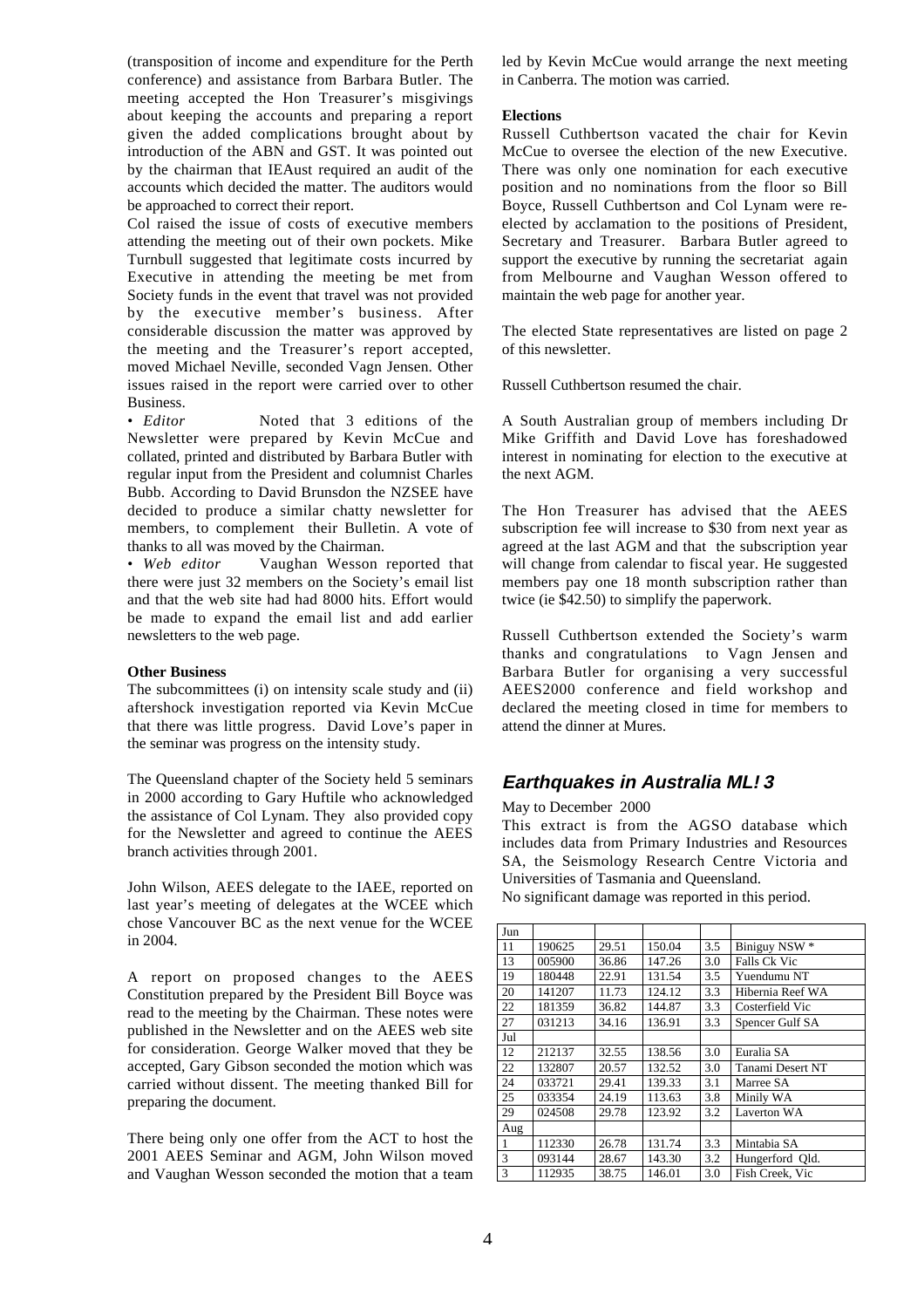(transposition of income and expenditure for the Perth conference) and assistance from Barbara Butler. The meeting accepted the Hon Treasurer's misgivings about keeping the accounts and preparing a report given the added complications brought about by introduction of the ABN and GST. It was pointed out by the chairman that IEAust required an audit of the accounts which decided the matter. The auditors would be approached to correct their report.

Col raised the issue of costs of executive members attending the meeting out of their own pockets. Mike Turnbull suggested that legitimate costs incurred by Executive in attending the meeting be met from Society funds in the event that travel was not provided by the executive member's business. After considerable discussion the matter was approved by the meeting and the Treasurer's report accepted, moved Michael Neville, seconded Vagn Jensen. Other issues raised in the report were carried over to other Business.

• *Editor* Noted that 3 editions of the Newsletter were prepared by Kevin McCue and collated, printed and distributed by Barbara Butler with regular input from the President and columnist Charles Bubb. According to David Brunsdon the NZSEE have decided to produce a similar chatty newsletter for members, to complement their Bulletin. A vote of thanks to all was moved by the Chairman.

• *Web editor* Vaughan Wesson reported that there were just 32 members on the Society's email list and that the web site had had 8000 hits. Effort would be made to expand the email list and add earlier newsletters to the web page.

**Other Business**

The subcommittees (i) on intensity scale study and (ii) aftershock investigation reported via Kevin McCue that there was little progress. David Love's paper in the seminar was progress on the intensity study.

The Queensland chapter of the Society held 5 seminars in 2000 according to Gary Huftile who acknowledged the assistance of Col Lynam. They also provided copy for the Newsletter and agreed to continue the AEES branch activities through 2001.

John Wilson, AEES delegate to the IAEE, reported on last year's meeting of delegates at the WCEE which chose Vancouver BC as the next venue for the WCEE in 2004.

A report on proposed changes to the AEES Constitution prepared by the President Bill Boyce was read to the meeting by the Chairman. These notes were published in the Newsletter and on the AEES web site for consideration. George Walker moved that they be accepted, Gary Gibson seconded the motion which was carried without dissent. The meeting thanked Bill for preparing the document.

There being only one offer from the ACT to host the 2001 AEES Seminar and AGM, John Wilson moved and Vaughan Wesson seconded the motion that a team led by Kevin McCue would arrange the next meeting in Canberra. The motion was carried.

**Elections**

Russell Cuthbertson vacated the chair for Kevin McCue to oversee the election of the new Executive. There was only one nomination for each executive position and no nominations from the floor so Bill Boyce, Russell Cuthbertson and Col Lynam were re-elected by acclamation to the positions of President, Secretary and Treasurer. Barbara Butler agreed to support the executive by running the secretariat again from Melbourne and Vaughan Wesson offered to maintain the web page for another year.

The elected State representatives are listed on page 2 of this newsletter.

Russell Cuthbertson resumed the chair.

A South Australian group of members including Dr Mike Griffith and David Love has foreshadowed interest in nominating for election to the executive at the next AGM.

The Hon Treasurer has advised that the AEES subscription fee will increase to $30 from next year as agreed at the last AGM and that the subscription year will change from calendar to fiscal year. He suggested members pay one 18 month subscription rather than twice (ie $42.50) to simplify the paperwork.

Russell Cuthbertson extended the Society's warm thanks and congratulations to Vagn Jensen and Barbara Butler for organising a very successful AEES2000 conference and field workshop and declared the meeting closed in time for members to attend the dinner at Mures.

## *Earthquakes in Australia ML! 3*

May to December 2000

This extract is from the AGSO database which includes data from Primary Industries and Resources SA, the Seismology Research Centre Victoria and Universities of Tasmania and Queensland.

No significant damage was reported in this period.

| Jun | | | | | |
|---|---|---|---|---|---|
| 11 | 190625 | 29.51 | 150.04 | 3.5 | Biniguy NSW * |
| 13 | 005900 | 36.86 | 147.26 | 3.0 | Falls Ck Vic |
| 19 | 180448 | 22.91 | 131.54 | 3.5 | Yuendumu NT |
| 20 | 141207 | 11.73 | 124.12 | 3.3 | Hibernia Reef WA |
| 22 | 181359 | 36.82 | 144.87 | 3.3 | Costerfield Vic |
| 27 | 031213 | 34.16 | 136.91 | 3.3 | Spencer Gulf SA |
| Jul | | | | | |
| 12 | 212137 | 32.55 | 138.56 | 3.0 | Euralia SA |
| 22 | 132807 | 20.57 | 132.52 | 3.0 | Tanami Desert NT |
| 24 | 033721 | 29.41 | 139.33 | 3.1 | Marree SA |
| 25 | 033354 | 24.19 | 113.63 | 3.8 | Minily WA |
| 29 | 024508 | 29.78 | 123.92 | 3.2 | Laverton WA |
| Aug | | | | | |
| 1 | 112330 | 26.78 | 131.74 | 3.3 | Mintabia SA |
| 3 | 093144 | 28.67 | 143.30 | 3.2 | Hungerford Qld. |
| 3 | 112935 | 38.75 | 146.01 | 3.0 | Fish Creek, Vic |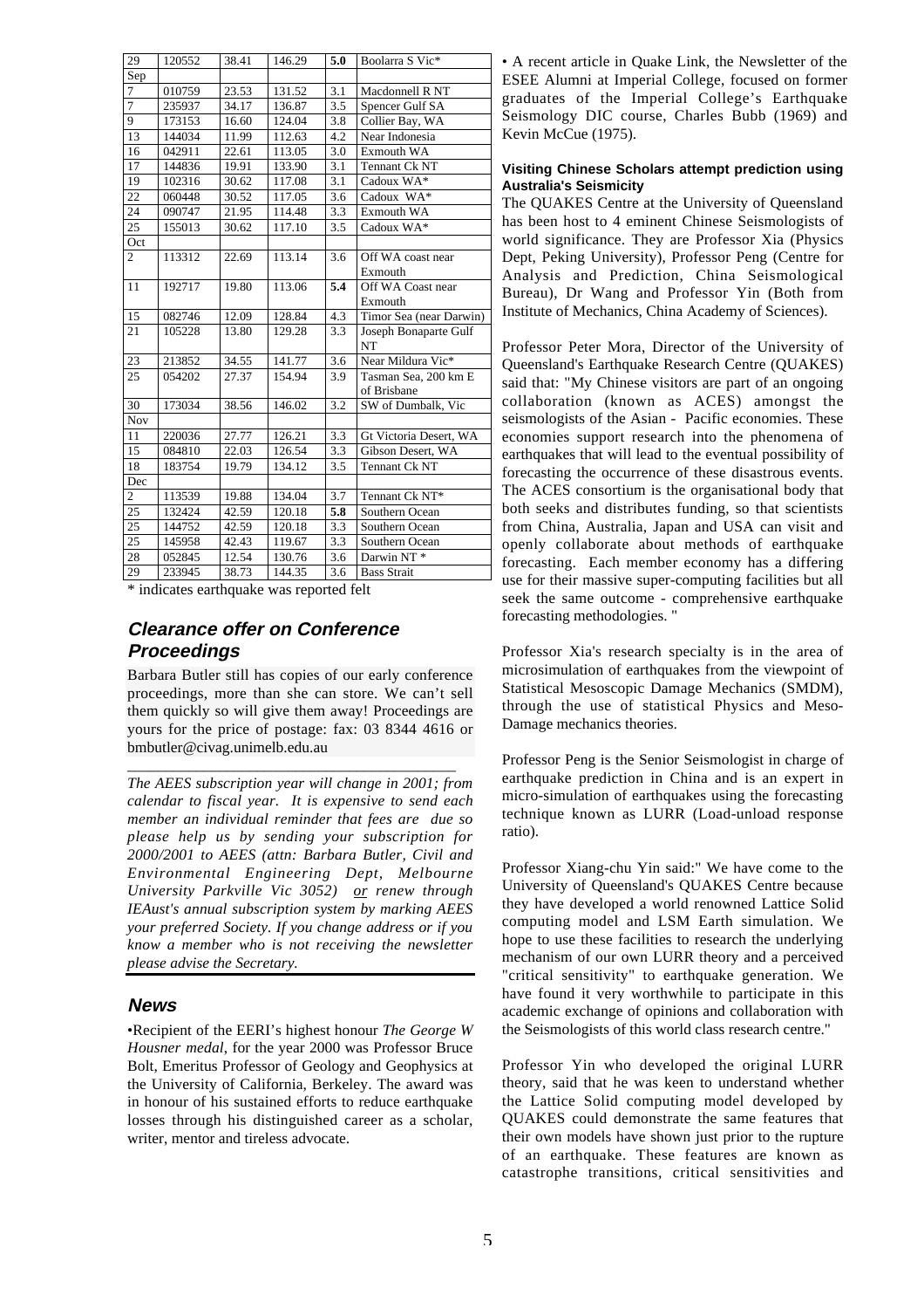| | | | | | |
|---|---|---|---|---|---|
| 29 | 120552 | 38.41 | 146.29 | **5.0** | Boolarra S Vic* |
| Sep | | | | | |
| 7 | 010759 | 23.53 | 131.52 | 3.1 | Macdonnell R NT |
| 7 | 235937 | 34.17 | 136.87 | 3.5 | Spencer Gulf SA |
| 9 | 173153 | 16.60 | 124.04 | 3.8 | Collier Bay, WA |
| 13 | 144034 | 11.99 | 112.63 | 4.2 | Near Indonesia |
| 16 | 042911 | 22.61 | 113.05 | 3.0 | Exmouth WA |
| 17 | 144836 | 19.91 | 133.90 | 3.1 | Tennant Ck NT |
| 19 | 102316 | 30.62 | 117.08 | 3.1 | Cadoux WA* |
| 22 | 060448 | 30.52 | 117.05 | 3.6 | Cadoux WA* |
| 24 | 090747 | 21.95 | 114.48 | 3.3 | Exmouth WA |
| 25 | 155013 | 30.62 | 117.10 | 3.5 | Cadoux WA* |
| Oct | | | | | |
| 2 | 113312 | 22.69 | 113.14 | 3.6 | Off WA coast near Exmouth |
| 11 | 192717 | 19.80 | 113.06 | **5.4** | Off WA Coast near Exmouth |
| 15 | 082746 | 12.09 | 128.84 | 4.3 | Timor Sea (near Darwin) |
| 21 | 105228 | 13.80 | 129.28 | 3.3 | Joseph Bonaparte Gulf NT |
| 23 | 213852 | 34.55 | 141.77 | 3.6 | Near Mildura Vic* |
| 25 | 054202 | 27.37 | 154.94 | 3.9 | Tasman Sea, 200 km E of Brisbane |
| 30 | 173034 | 38.56 | 146.02 | 3.2 | SW of Dumbalk, Vic |
| Nov | | | | | |
| 11 | 220036 | 27.77 | 126.21 | 3.3 | Gt Victoria Desert, WA |
| 15 | 084810 | 22.03 | 126.54 | 3.3 | Gibson Desert, WA |
| 18 | 183754 | 19.79 | 134.12 | 3.5 | Tennant Ck NT |
| Dec | | | | | |
| 2 | 113539 | 19.88 | 134.04 | 3.7 | Tennant Ck NT* |
| 25 | 132424 | 42.59 | 120.18 | **5.8** | Southern Ocean |
| 25 | 144752 | 42.59 | 120.18 | 3.3 | Southern Ocean |
| 25 | 145958 | 42.43 | 119.67 | 3.3 | Southern Ocean |
| 28 | 052845 | 12.54 | 130.76 | 3.6 | Darwin NT * |
| 29 | 233945 | 38.73 | 144.35 | 3.6 | Bass Strait |

\* indicates earthquake was reported felt

## Clearance offer on Conference Proceedings

Barbara Butler still has copies of our early conference proceedings, more than she can store. We can't sell them quickly so will give them away! Proceedings are yours for the price of postage: fax: 03 8344 4616 or bmbutler@civag.unimelb.edu.au

*The AEES subscription year will change in 2001; from calendar to fiscal year. It is expensive to send each member an individual reminder that fees are due so please help us by sending your subscription for 2000/2001 to AEES (attn: Barbara Butler, Civil and Environmental Engineering Dept, Melbourne University Parkville Vic 3052) or renew through IEAust's annual subscription system by marking AEES your preferred Society. If you change address or if you know a member who is not receiving the newsletter please advise the Secretary.*

## News

•Recipient of the EERI's highest honour *The George W Housner medal*, for the year 2000 was Professor Bruce Bolt, Emeritus Professor of Geology and Geophysics at the University of California, Berkeley. The award was in honour of his sustained efforts to reduce earthquake losses through his distinguished career as a scholar, writer, mentor and tireless advocate.

• A recent article in Quake Link, the Newsletter of the ESEE Alumni at Imperial College, focused on former graduates of the Imperial College's Earthquake Seismology DIC course, Charles Bubb (1969) and Kevin McCue (1975).

#### Visiting Chinese Scholars attempt prediction using Australia's Seismicity

The QUAKES Centre at the University of Queensland has been host to 4 eminent Chinese Seismologists of world significance. They are Professor Xia (Physics Dept, Peking University), Professor Peng (Centre for Analysis and Prediction, China Seismological Bureau), Dr Wang and Professor Yin (Both from Institute of Mechanics, China Academy of Sciences).

Professor Peter Mora, Director of the University of Queensland's Earthquake Research Centre (QUAKES) said that: "My Chinese visitors are part of an ongoing collaboration (known as ACES) amongst the seismologists of the Asian - Pacific economies. These economies support research into the phenomena of earthquakes that will lead to the eventual possibility of forecasting the occurrence of these disastrous events. The ACES consortium is the organisational body that both seeks and distributes funding, so that scientists from China, Australia, Japan and USA can visit and openly collaborate about methods of earthquake forecasting. Each member economy has a differing use for their massive super-computing facilities but all seek the same outcome - comprehensive earthquake forecasting methodologies. "

Professor Xia's research specialty is in the area of microsimulation of earthquakes from the viewpoint of Statistical Mesoscopic Damage Mechanics (SMDM), through the use of statistical Physics and Meso-Damage mechanics theories.

Professor Peng is the Senior Seismologist in charge of earthquake prediction in China and is an expert in micro-simulation of earthquakes using the forecasting technique known as LURR (Load-unload response ratio).

Professor Xiang-chu Yin said:" We have come to the University of Queensland's QUAKES Centre because they have developed a world renowned Lattice Solid computing model and LSM Earth simulation. We hope to use these facilities to research the underlying mechanism of our own LURR theory and a perceived "critical sensitivity" to earthquake generation. We have found it very worthwhile to participate in this academic exchange of opinions and collaboration with the Seismologists of this world class research centre."

Professor Yin who developed the original LURR theory, said that he was keen to understand whether the Lattice Solid computing model developed by QUAKES could demonstrate the same features that their own models have shown just prior to the rupture of an earthquake. These features are known as catastrophe transitions, critical sensitivities and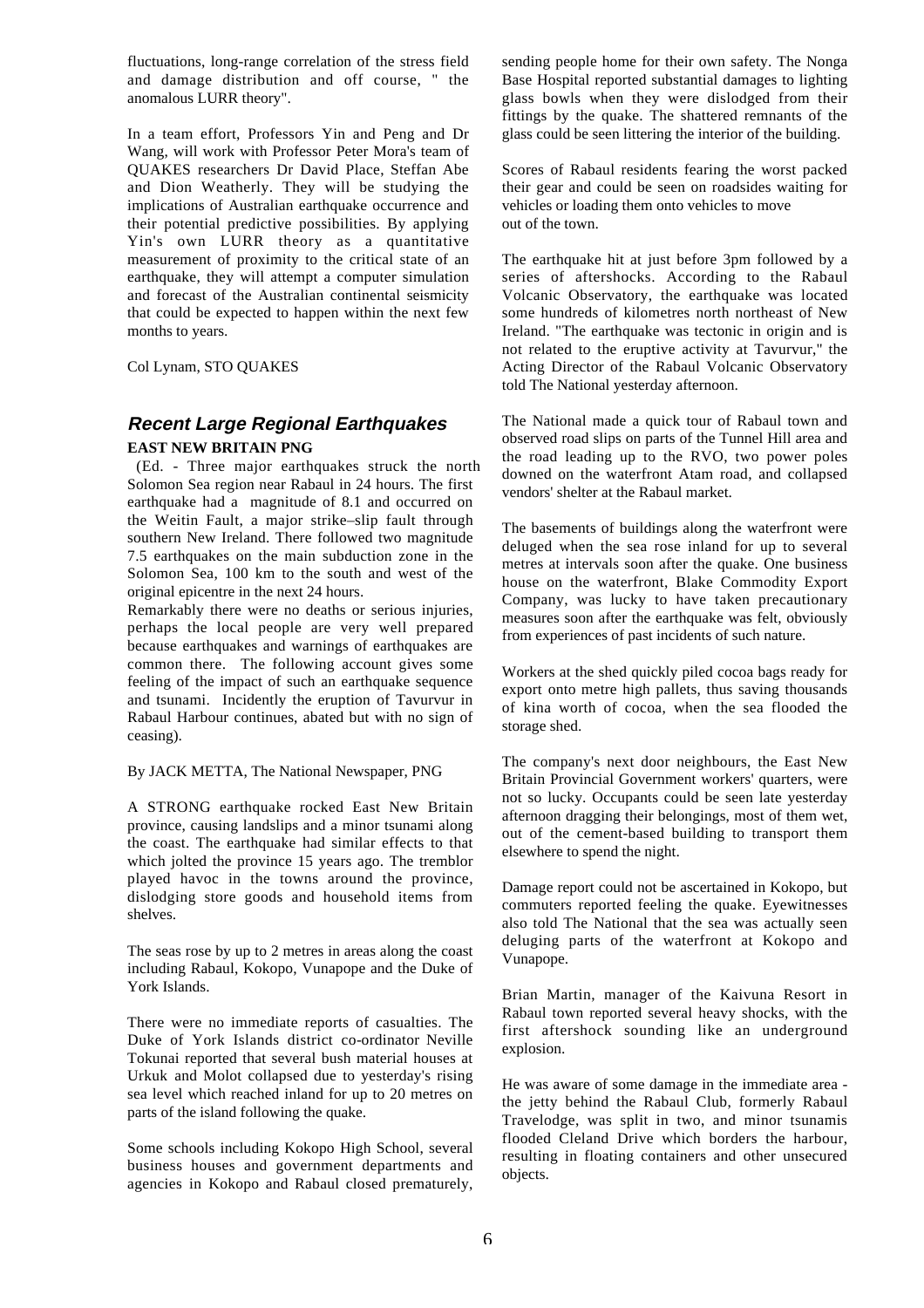fluctuations, long-range correlation of the stress field and damage distribution and off course, " the anomalous LURR theory".

In a team effort, Professors Yin and Peng and Dr Wang, will work with Professor Peter Mora's team of QUAKES researchers Dr David Place, Steffan Abe and Dion Weatherly. They will be studying the implications of Australian earthquake occurrence and their potential predictive possibilities. By applying Yin's own LURR theory as a quantitative measurement of proximity to the critical state of an earthquake, they will attempt a computer simulation and forecast of the Australian continental seismicity that could be expected to happen within the next few months to years.

Col Lynam, STO QUAKES

## *Recent Large Regional Earthquakes*

**EAST NEW BRITAIN PNG**

(Ed. - Three major earthquakes struck the north Solomon Sea region near Rabaul in 24 hours. The first earthquake had a magnitude of 8.1 and occurred on the Weitin Fault, a major strike–slip fault through southern New Ireland. There followed two magnitude 7.5 earthquakes on the main subduction zone in the Solomon Sea, 100 km to the south and west of the original epicentre in the next 24 hours.

Remarkably there were no deaths or serious injuries, perhaps the local people are very well prepared because earthquakes and warnings of earthquakes are common there. The following account gives some feeling of the impact of such an earthquake sequence and tsunami. Incidently the eruption of Tavurvur in Rabaul Harbour continues, abated but with no sign of ceasing).

By JACK METTA, The National Newspaper, PNG

A STRONG earthquake rocked East New Britain province, causing landslips and a minor tsunami along the coast. The earthquake had similar effects to that which jolted the province 15 years ago. The tremblor played havoc in the towns around the province, dislodging store goods and household items from shelves.

The seas rose by up to 2 metres in areas along the coast including Rabaul, Kokopo, Vunapope and the Duke of York Islands.

There were no immediate reports of casualties. The Duke of York Islands district co-ordinator Neville Tokunai reported that several bush material houses at Urkuk and Molot collapsed due to yesterday's rising sea level which reached inland for up to 20 metres on parts of the island following the quake.

Some schools including Kokopo High School, several business houses and government departments and agencies in Kokopo and Rabaul closed prematurely, sending people home for their own safety. The Nonga Base Hospital reported substantial damages to lighting glass bowls when they were dislodged from their fittings by the quake. The shattered remnants of the glass could be seen littering the interior of the building.

Scores of Rabaul residents fearing the worst packed their gear and could be seen on roadsides waiting for vehicles or loading them onto vehicles to move out of the town.

The earthquake hit at just before 3pm followed by a series of aftershocks. According to the Rabaul Volcanic Observatory, the earthquake was located some hundreds of kilometres north northeast of New Ireland. "The earthquake was tectonic in origin and is not related to the eruptive activity at Tavurvur," the Acting Director of the Rabaul Volcanic Observatory told The National yesterday afternoon.

The National made a quick tour of Rabaul town and observed road slips on parts of the Tunnel Hill area and the road leading up to the RVO, two power poles downed on the waterfront Atam road, and collapsed vendors' shelter at the Rabaul market.

The basements of buildings along the waterfront were deluged when the sea rose inland for up to several metres at intervals soon after the quake. One business house on the waterfront, Blake Commodity Export Company, was lucky to have taken precautionary measures soon after the earthquake was felt, obviously from experiences of past incidents of such nature.

Workers at the shed quickly piled cocoa bags ready for export onto metre high pallets, thus saving thousands of kina worth of cocoa, when the sea flooded the storage shed.

The company's next door neighbours, the East New Britain Provincial Government workers' quarters, were not so lucky. Occupants could be seen late yesterday afternoon dragging their belongings, most of them wet, out of the cement-based building to transport them elsewhere to spend the night.

Damage report could not be ascertained in Kokopo, but commuters reported feeling the quake. Eyewitnesses also told The National that the sea was actually seen deluging parts of the waterfront at Kokopo and Vunapope.

Brian Martin, manager of the Kaivuna Resort in Rabaul town reported several heavy shocks, with the first aftershock sounding like an underground explosion.

He was aware of some damage in the immediate area - the jetty behind the Rabaul Club, formerly Rabaul Travelodge, was split in two, and minor tsunamis flooded Cleland Drive which borders the harbour, resulting in floating containers and other unsecured objects.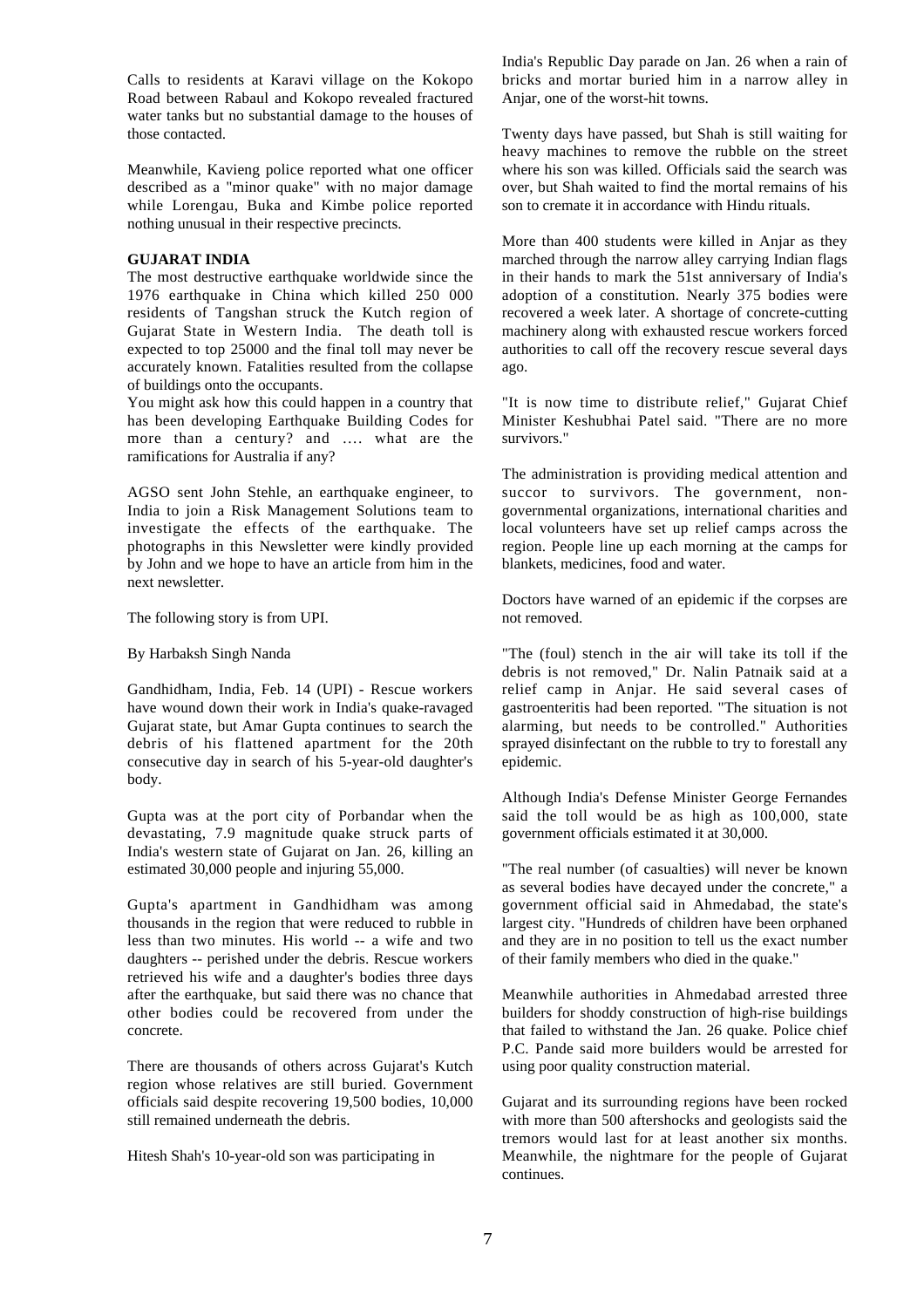Calls to residents at Karavi village on the Kokopo Road between Rabaul and Kokopo revealed fractured water tanks but no substantial damage to the houses of those contacted.

Meanwhile, Kavieng police reported what one officer described as a "minor quake" with no major damage while Lorengau, Buka and Kimbe police reported nothing unusual in their respective precincts.

## GUJARAT INDIA

The most destructive earthquake worldwide since the 1976 earthquake in China which killed 250 000 residents of Tangshan struck the Kutch region of Gujarat State in Western India. The death toll is expected to top 25000 and the final toll may never be accurately known. Fatalities resulted from the collapse of buildings onto the occupants.

You might ask how this could happen in a country that has been developing Earthquake Building Codes for more than a century? and .... what are the ramifications for Australia if any?

AGSO sent John Stehle, an earthquake engineer, to India to join a Risk Management Solutions team to investigate the effects of the earthquake. The photographs in this Newsletter were kindly provided by John and we hope to have an article from him in the next newsletter.

The following story is from UPI.

By Harbaksh Singh Nanda

Gandhidham, India, Feb. 14 (UPI) - Rescue workers have wound down their work in India's quake-ravaged Gujarat state, but Amar Gupta continues to search the debris of his flattened apartment for the 20th consecutive day in search of his 5-year-old daughter's body.

Gupta was at the port city of Porbandar when the devastating, 7.9 magnitude quake struck parts of India's western state of Gujarat on Jan. 26, killing an estimated 30,000 people and injuring 55,000.

Gupta's apartment in Gandhidham was among thousands in the region that were reduced to rubble in less than two minutes. His world -- a wife and two daughters -- perished under the debris. Rescue workers retrieved his wife and a daughter's bodies three days after the earthquake, but said there was no chance that other bodies could be recovered from under the concrete.

There are thousands of others across Gujarat's Kutch region whose relatives are still buried. Government officials said despite recovering 19,500 bodies, 10,000 still remained underneath the debris.

Hitesh Shah's 10-year-old son was participating in India's Republic Day parade on Jan. 26 when a rain of bricks and mortar buried him in a narrow alley in Anjar, one of the worst-hit towns.

Twenty days have passed, but Shah is still waiting for heavy machines to remove the rubble on the street where his son was killed. Officials said the search was over, but Shah waited to find the mortal remains of his son to cremate it in accordance with Hindu rituals.

More than 400 students were killed in Anjar as they marched through the narrow alley carrying Indian flags in their hands to mark the 51st anniversary of India's adoption of a constitution. Nearly 375 bodies were recovered a week later. A shortage of concrete-cutting machinery along with exhausted rescue workers forced authorities to call off the recovery rescue several days ago.

"It is now time to distribute relief," Gujarat Chief Minister Keshubhai Patel said. "There are no more survivors."

The administration is providing medical attention and succor to survivors. The government, non-governmental organizations, international charities and local volunteers have set up relief camps across the region. People line up each morning at the camps for blankets, medicines, food and water.

Doctors have warned of an epidemic if the corpses are not removed.

"The (foul) stench in the air will take its toll if the debris is not removed," Dr. Nalin Patnaik said at a relief camp in Anjar. He said several cases of gastroenteritis had been reported. "The situation is not alarming, but needs to be controlled." Authorities sprayed disinfectant on the rubble to try to forestall any epidemic.

Although India's Defense Minister George Fernandes said the toll would be as high as 100,000, state government officials estimated it at 30,000.

"The real number (of casualties) will never be known as several bodies have decayed under the concrete," a government official said in Ahmedabad, the state's largest city. "Hundreds of children have been orphaned and they are in no position to tell us the exact number of their family members who died in the quake."

Meanwhile authorities in Ahmedabad arrested three builders for shoddy construction of high-rise buildings that failed to withstand the Jan. 26 quake. Police chief P.C. Pande said more builders would be arrested for using poor quality construction material.

Gujarat and its surrounding regions have been rocked with more than 500 aftershocks and geologists said the tremors would last for at least another six months. Meanwhile, the nightmare for the people of Gujarat continues.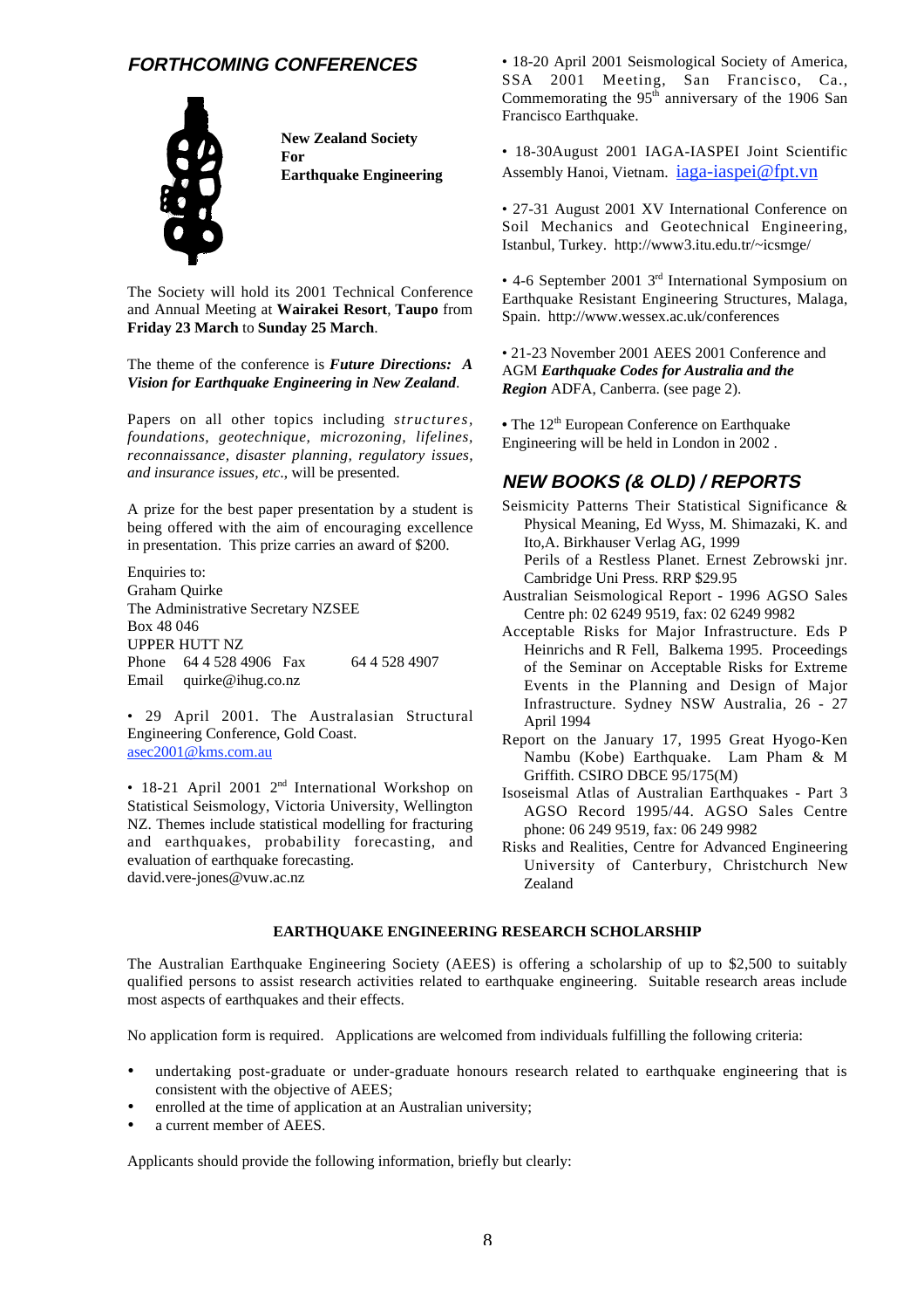## FORTHCOMING CONFERENCES

**New Zealand Society For Earthquake Engineering**

The Society will hold its 2001 Technical Conference and Annual Meeting at **Wairakei Resort**, **Taupo** from **Friday 23 March** to **Sunday 25 March**.

The theme of the conference is ***Future Directions: A Vision for Earthquake Engineering in New Zealand***.

Papers on all other topics including *structures, foundations, geotechnique, microzoning, lifelines, reconnaissance, disaster planning, regulatory issues, and insurance issues, etc*., will be presented.

A prize for the best paper presentation by a student is being offered with the aim of encouraging excellence in presentation. This prize carries an award of $200.

Enquiries to:
Graham Quirke
The Administrative Secretary NZSEE
Box 48 046
UPPER HUTT NZ
Phone 64 4 528 4906 Fax 64 4 528 4907
Email quirke@ihug.co.nz

- 29 April 2001. The Australasian Structural Engineering Conference, Gold Coast. asec2001@kms.com.au

- 18-21 April 2001 2nd International Workshop on Statistical Seismology, Victoria University, Wellington NZ. Themes include statistical modelling for fracturing and earthquakes, probability forecasting, and evaluation of earthquake forecasting. david.vere-jones@vuw.ac.nz

- 18-20 April 2001 Seismological Society of America, SSA 2001 Meeting, San Francisco, Ca., Commemorating the 95th anniversary of the 1906 San Francisco Earthquake.

- 18-30August 2001 IAGA-IASPEI Joint Scientific Assembly Hanoi, Vietnam. iaga-iaspei@fpt.vn

- 27-31 August 2001 XV International Conference on Soil Mechanics and Geotechnical Engineering, Istanbul, Turkey. http://www3.itu.edu.tr/~icsmge/

- 4-6 September 2001 3rd International Symposium on Earthquake Resistant Engineering Structures, Malaga, Spain. http://www.wessex.ac.uk/conferences

- 21-23 November 2001 AEES 2001 Conference and AGM ***Earthquake Codes for Australia and the Region*** ADFA, Canberra. (see page 2).

- The 12th European Conference on Earthquake Engineering will be held in London in 2002 .

## NEW BOOKS (& OLD) / REPORTS

Seismicity Patterns Their Statistical Significance & Physical Meaning, Ed Wyss, M. Shimazaki, K. and Ito,A. Birkhauser Verlag AG, 1999
Perils of a Restless Planet. Ernest Zebrowski jnr. Cambridge Uni Press. RRP $29.95

Australian Seismological Report - 1996 AGSO Sales Centre ph: 02 6249 9519, fax: 02 6249 9982

Acceptable Risks for Major Infrastructure. Eds P Heinrichs and R Fell, Balkema 1995. Proceedings of the Seminar on Acceptable Risks for Extreme Events in the Planning and Design of Major Infrastructure. Sydney NSW Australia, 26 - 27 April 1994

Report on the January 17, 1995 Great Hyogo-Ken Nambu (Kobe) Earthquake. Lam Pham & M Griffith. CSIRO DBCE 95/175(M)

Isoseismal Atlas of Australian Earthquakes - Part 3 AGSO Record 1995/44. AGSO Sales Centre phone: 06 249 9519, fax: 06 249 9982

Risks and Realities, Centre for Advanced Engineering University of Canterbury, Christchurch New Zealand

### EARTHQUAKE ENGINEERING RESEARCH SCHOLARSHIP

The Australian Earthquake Engineering Society (AEES) is offering a scholarship of up to $2,500 to suitably qualified persons to assist research activities related to earthquake engineering. Suitable research areas include most aspects of earthquakes and their effects.

No application form is required. Applications are welcomed from individuals fulfilling the following criteria:

- undertaking post-graduate or under-graduate honours research related to earthquake engineering that is consistent with the objective of AEES;
- enrolled at the time of application at an Australian university;
- a current member of AEES.

Applicants should provide the following information, briefly but clearly: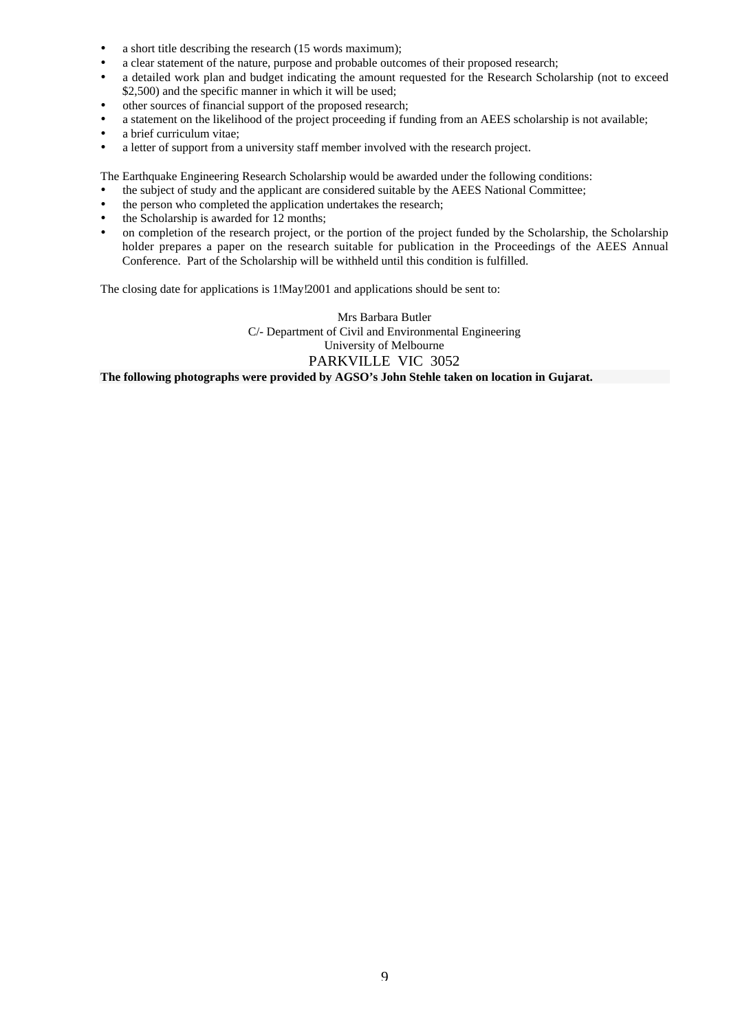- a short title describing the research (15 words maximum);
- a clear statement of the nature, purpose and probable outcomes of their proposed research;
- a detailed work plan and budget indicating the amount requested for the Research Scholarship (not to exceed $2,500) and the specific manner in which it will be used;
- other sources of financial support of the proposed research;
- a statement on the likelihood of the project proceeding if funding from an AEES scholarship is not available;
- a brief curriculum vitae;
- a letter of support from a university staff member involved with the research project.

The Earthquake Engineering Research Scholarship would be awarded under the following conditions:

- the subject of study and the applicant are considered suitable by the AEES National Committee;
- the person who completed the application undertakes the research;
- the Scholarship is awarded for 12 months;
- on completion of the research project, or the portion of the project funded by the Scholarship, the Scholarship holder prepares a paper on the research suitable for publication in the Proceedings of the AEES Annual Conference. Part of the Scholarship will be withheld until this condition is fulfilled.

The closing date for applications is 1 May 2001 and applications should be sent to:

Mrs Barbara Butler
C/- Department of Civil and Environmental Engineering
University of Melbourne
PARKVILLE VIC 3052

**The following photographs were provided by AGSO's John Stehle taken on location in Gujarat.**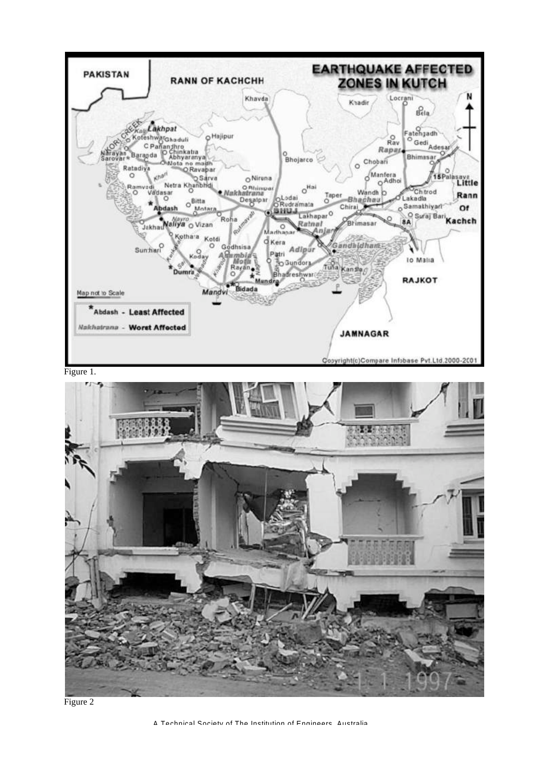Figure 1.

Figure 2